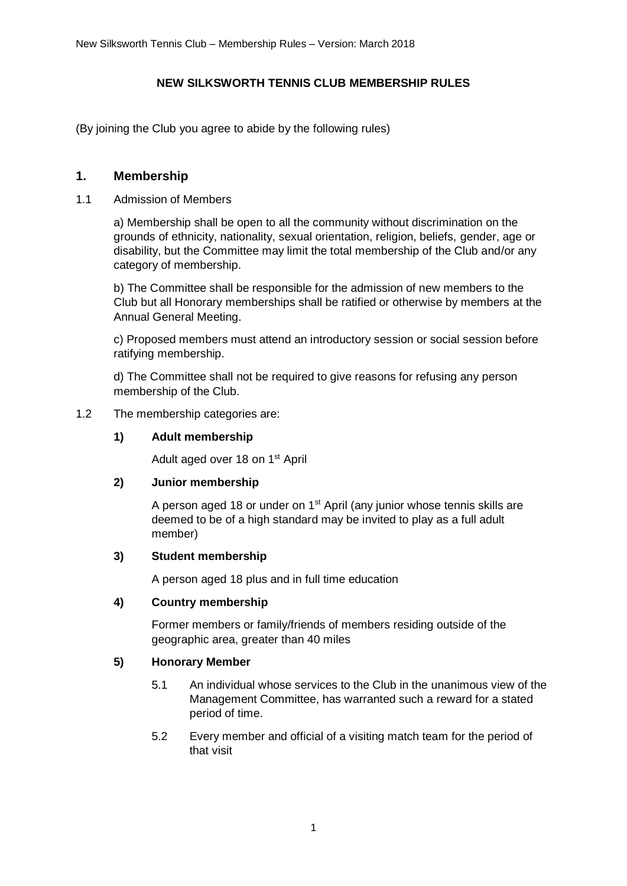# NEW SILKSWORTH TENNIS CLUB MEMBERSHIP RULES

(By joining the Club you agree to abide by the following rules)

## 1. Membership

1.1 Admission of Members

a) Membership shall be open to all the community without discrimination on the grounds of ethnicity, nationality, sexual orientation, religion, beliefs, gender, age or disability, but the Committee may limit the total membership of the Club and/or any category of membership.

b) The Committee shall be responsible for the admission of new members to the Club but all Honorary memberships shall be ratified or otherwise by members at the Annual General Meeting.

c) Proposed members must attend an introductory session or social session before ratifying membership.

d) The Committee shall not be required to give reasons for refusing any person membership of the Club.

1.2 The membership categories are:

**1) Adult membership**

Adult aged over 18 on 1st April

**2) Junior membership**

A person aged 18 or under on 1st April (any junior whose tennis skills are deemed to be of a high standard may be invited to play as a full adult member)

**3) Student membership**

A person aged 18 plus and in full time education

**4) Country membership**

Former members or family/friends of members residing outside of the geographic area, greater than 40 miles

**5) Honorary Member**

5.1 An individual whose services to the Club in the unanimous view of the Management Committee, has warranted such a reward for a stated period of time.

5.2 Every member and official of a visiting match team for the period of that visit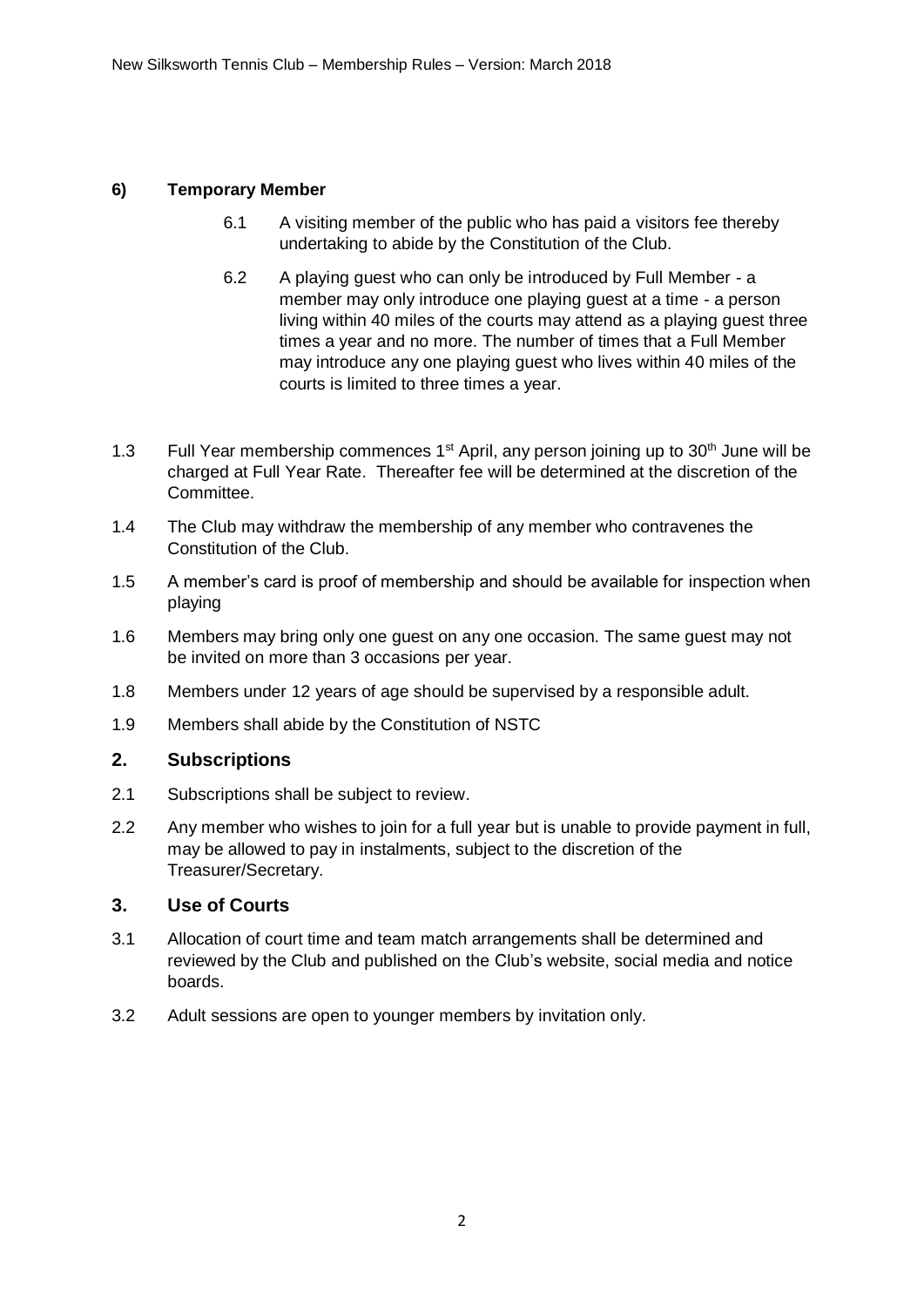**6) Temporary Member**

6.1 A visiting member of the public who has paid a visitors fee thereby undertaking to abide by the Constitution of the Club.

6.2 A playing guest who can only be introduced by Full Member - a member may only introduce one playing guest at a time - a person living within 40 miles of the courts may attend as a playing guest three times a year and no more. The number of times that a Full Member may introduce any one playing guest who lives within 40 miles of the courts is limited to three times a year.

1.3 Full Year membership commences 1st April, any person joining up to 30th June will be charged at Full Year Rate. Thereafter fee will be determined at the discretion of the Committee.

1.4 The Club may withdraw the membership of any member who contravenes the Constitution of the Club.

1.5 A member's card is proof of membership and should be available for inspection when playing

1.6 Members may bring only one guest on any one occasion. The same guest may not be invited on more than 3 occasions per year.

1.8 Members under 12 years of age should be supervised by a responsible adult.

1.9 Members shall abide by the Constitution of NSTC

## 2. Subscriptions

2.1 Subscriptions shall be subject to review.

2.2 Any member who wishes to join for a full year but is unable to provide payment in full, may be allowed to pay in instalments, subject to the discretion of the Treasurer/Secretary.

## 3. Use of Courts

3.1 Allocation of court time and team match arrangements shall be determined and reviewed by the Club and published on the Club's website, social media and notice boards.

3.2 Adult sessions are open to younger members by invitation only.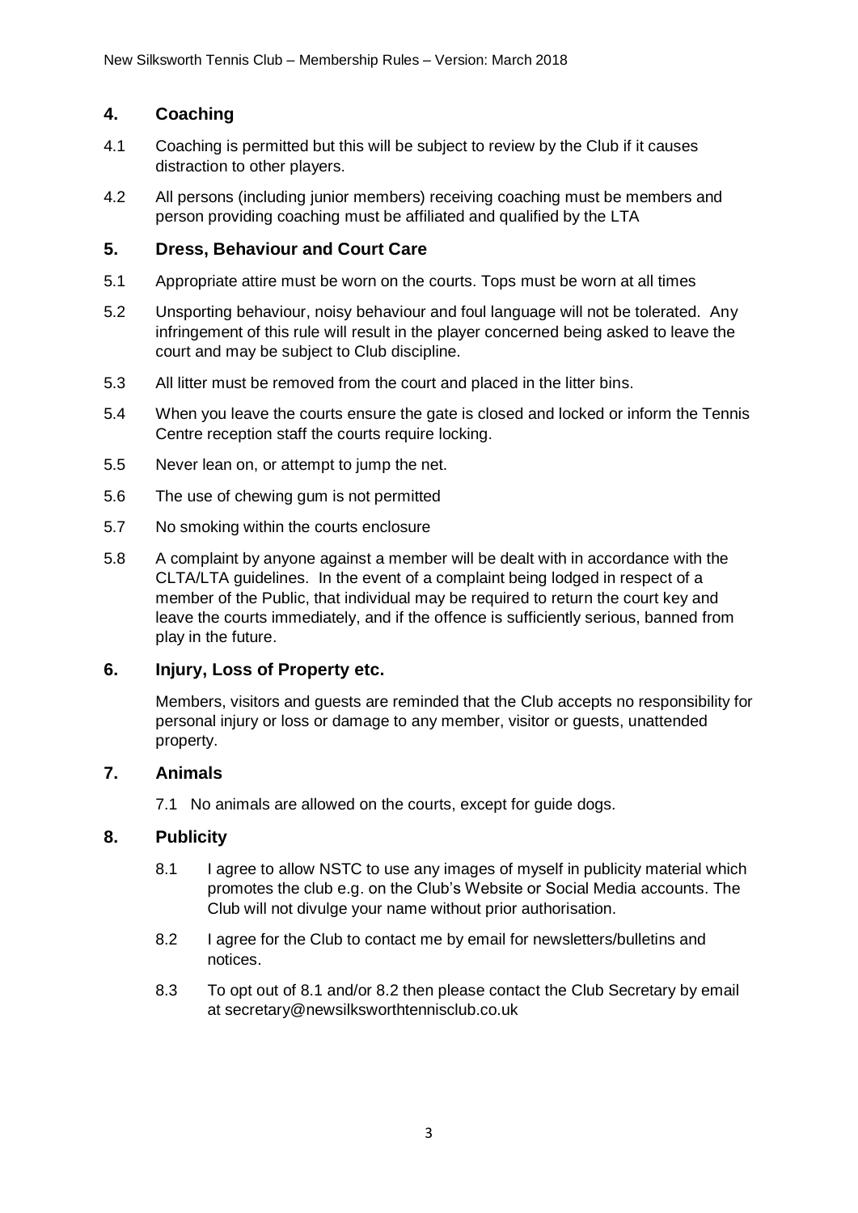## 4. Coaching

4.1 Coaching is permitted but this will be subject to review by the Club if it causes distraction to other players.

4.2 All persons (including junior members) receiving coaching must be members and person providing coaching must be affiliated and qualified by the LTA

## 5. Dress, Behaviour and Court Care

5.1 Appropriate attire must be worn on the courts. Tops must be worn at all times

5.2 Unsporting behaviour, noisy behaviour and foul language will not be tolerated. Any infringement of this rule will result in the player concerned being asked to leave the court and may be subject to Club discipline.

5.3 All litter must be removed from the court and placed in the litter bins.

5.4 When you leave the courts ensure the gate is closed and locked or inform the Tennis Centre reception staff the courts require locking.

5.5 Never lean on, or attempt to jump the net.

5.6 The use of chewing gum is not permitted

5.7 No smoking within the courts enclosure

5.8 A complaint by anyone against a member will be dealt with in accordance with the CLTA/LTA guidelines. In the event of a complaint being lodged in respect of a member of the Public, that individual may be required to return the court key and leave the courts immediately, and if the offence is sufficiently serious, banned from play in the future.

## 6. Injury, Loss of Property etc.

Members, visitors and guests are reminded that the Club accepts no responsibility for personal injury or loss or damage to any member, visitor or guests, unattended property.

## 7. Animals

7.1 No animals are allowed on the courts, except for guide dogs.

## 8. Publicity

8.1 I agree to allow NSTC to use any images of myself in publicity material which promotes the club e.g. on the Club's Website or Social Media accounts. The Club will not divulge your name without prior authorisation.

8.2 I agree for the Club to contact me by email for newsletters/bulletins and notices.

8.3 To opt out of 8.1 and/or 8.2 then please contact the Club Secretary by email at secretary@newsilksworthtennisclub.co.uk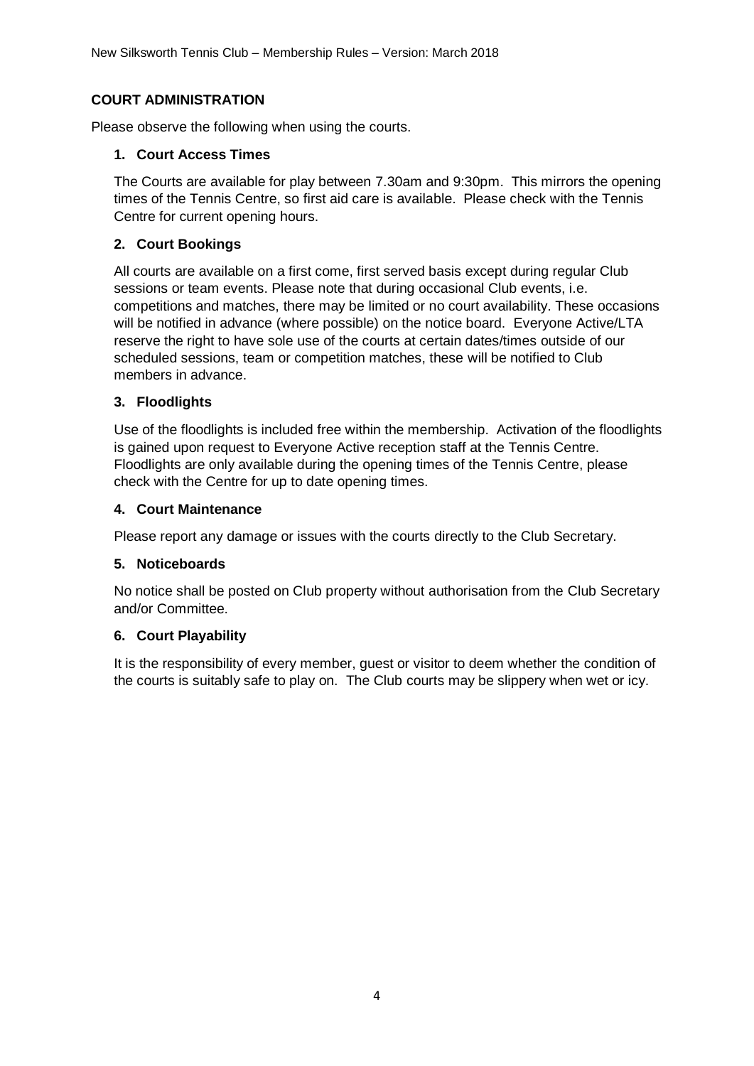## COURT ADMINISTRATION

Please observe the following when using the courts.

### 1. Court Access Times

The Courts are available for play between 7.30am and 9:30pm. This mirrors the opening times of the Tennis Centre, so first aid care is available. Please check with the Tennis Centre for current opening hours.

### 2. Court Bookings

All courts are available on a first come, first served basis except during regular Club sessions or team events. Please note that during occasional Club events, i.e. competitions and matches, there may be limited or no court availability. These occasions will be notified in advance (where possible) on the notice board. Everyone Active/LTA reserve the right to have sole use of the courts at certain dates/times outside of our scheduled sessions, team or competition matches, these will be notified to Club members in advance.

### 3. Floodlights

Use of the floodlights is included free within the membership. Activation of the floodlights is gained upon request to Everyone Active reception staff at the Tennis Centre. Floodlights are only available during the opening times of the Tennis Centre, please check with the Centre for up to date opening times.

### 4. Court Maintenance

Please report any damage or issues with the courts directly to the Club Secretary.

### 5. Noticeboards

No notice shall be posted on Club property without authorisation from the Club Secretary and/or Committee.

### 6. Court Playability

It is the responsibility of every member, guest or visitor to deem whether the condition of the courts is suitably safe to play on. The Club courts may be slippery when wet or icy.